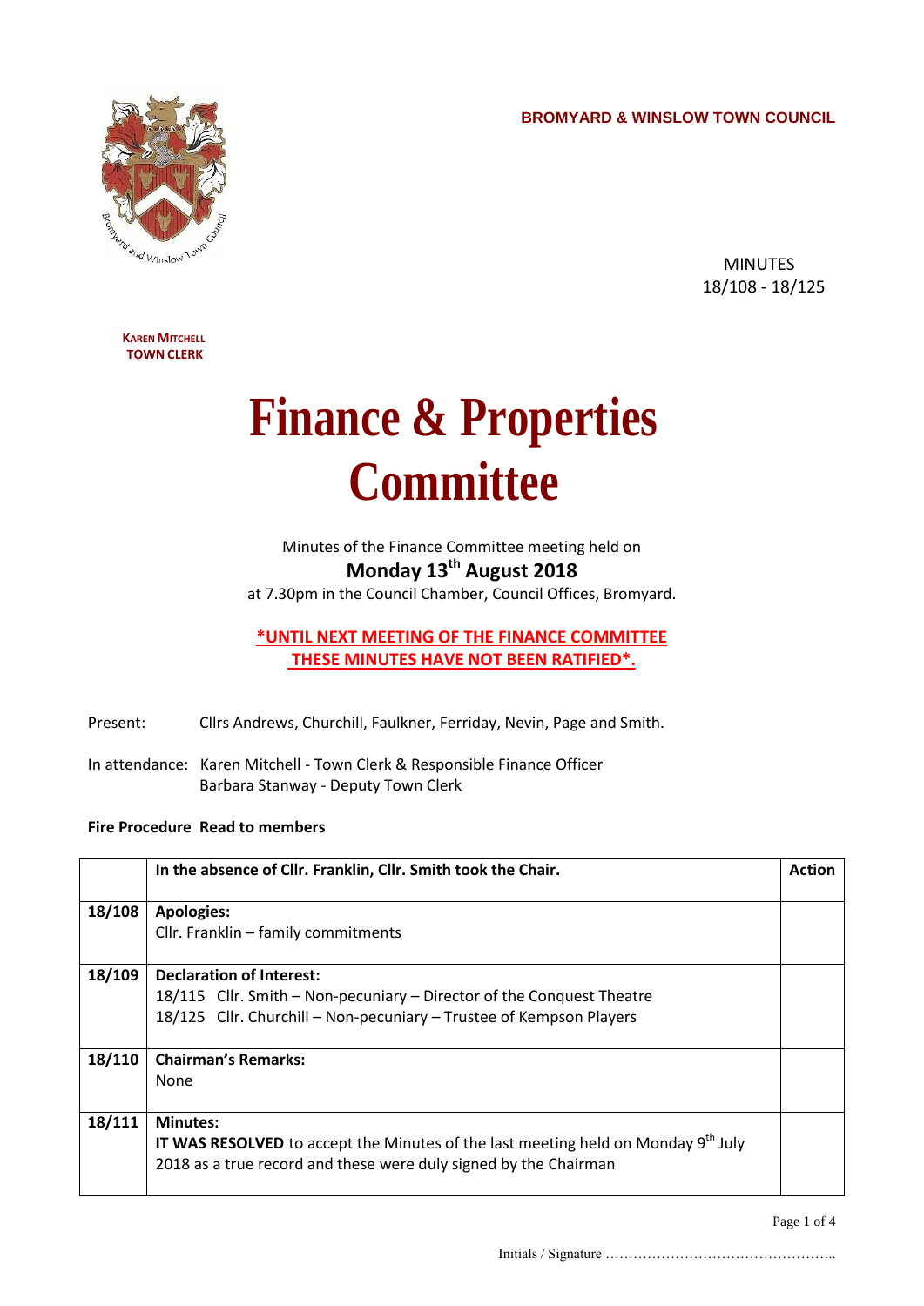**BROMYARD & WINSLOW TOWN COUNCIL**

MINUTES
18/108 - 18/125

**KAREN MITCHELL**
**TOWN CLERK**

# Finance & Properties Committee

Minutes of the Finance Committee meeting held on

**Monday 13th August 2018**

at 7.30pm in the Council Chamber, Council Offices, Bromyard.

**\*UNTIL NEXT MEETING OF THE FINANCE COMMITTEE THESE MINUTES HAVE NOT BEEN RATIFIED\*.**

Present: Cllrs Andrews, Churchill, Faulkner, Ferriday, Nevin, Page and Smith.

In attendance: Karen Mitchell - Town Clerk & Responsible Finance Officer
Barbara Stanway - Deputy Town Clerk

**Fire Procedure Read to members**

| | **In the absence of Cllr. Franklin, Cllr. Smith took the Chair.** | **Action** |
|---|---|---|
| **18/108** | **Apologies:**<br>Cllr. Franklin – family commitments | |
| **18/109** | **Declaration of Interest:**<br>18/115 Cllr. Smith – Non-pecuniary – Director of the Conquest Theatre<br>18/125 Cllr. Churchill – Non-pecuniary – Trustee of Kempson Players | |
| **18/110** | **Chairman's Remarks:**<br>None | |
| **18/111** | **Minutes:**<br>**IT WAS RESOLVED** to accept the Minutes of the last meeting held on Monday 9th July 2018 as a true record and these were duly signed by the Chairman | |

Initials / Signature …………………………………………..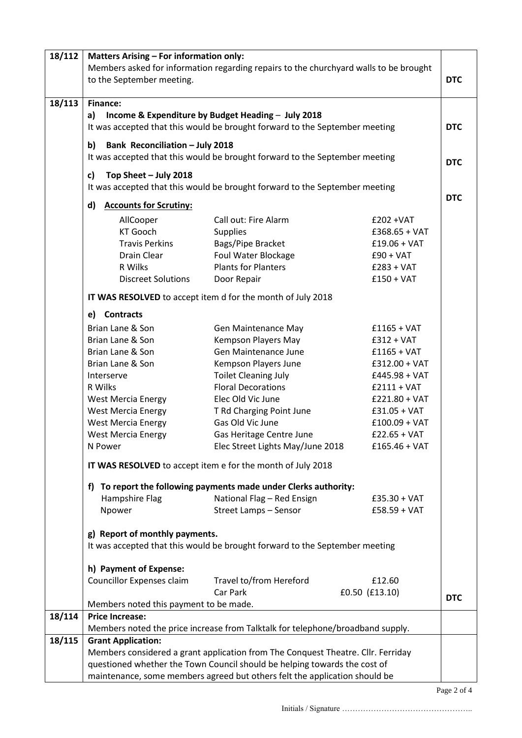| | | |
|---|---|---|
| 18/112 | **Matters Arising – For information only:**<br>Members asked for information regarding repairs to the churchyard walls to be brought to the September meeting. | **DTC** |
| 18/113 | **Finance:**<br>**a) Income & Expenditure by Budget Heading – July 2018**<br>It was accepted that this would be brought forward to the September meeting<br><br>**b) Bank Reconciliation – July 2018**<br>It was accepted that this would be brought forward to the September meeting<br><br>**c) Top Sheet – July 2018**<br>It was accepted that this would be brought forward to the September meeting<br><br>**d) Accounts for Scrutiny:**<br>AllCooper — Call out: Fire Alarm — £202 +VAT<br>KT Gooch — Supplies — £368.65 + VAT<br>Travis Perkins — Bags/Pipe Bracket — £19.06 + VAT<br>Drain Clear — Foul Water Blockage — £90 + VAT<br>R Wilks — Plants for Planters — £283 + VAT<br>Discreet Solutions — Door Repair — £150 + VAT<br><br>**IT WAS RESOLVED** to accept item d for the month of July 2018<br><br>**e) Contracts**<br>Brian Lane & Son — Gen Maintenance May — £1165 + VAT<br>Brian Lane & Son — Kempson Players May — £312 + VAT<br>Brian Lane & Son — Gen Maintenance June — £1165 + VAT<br>Brian Lane & Son — Kempson Players June — £312.00 + VAT<br>Interserve — Toilet Cleaning July — £445.98 + VAT<br>R Wilks — Floral Decorations — £2111 + VAT<br>West Mercia Energy — Elec Old Vic June — £221.80 + VAT<br>West Mercia Energy — T Rd Charging Point June — £31.05 + VAT<br>West Mercia Energy — Gas Old Vic June — £100.09 + VAT<br>West Mercia Energy — Gas Heritage Centre June — £22.65 + VAT<br>N Power — Elec Street Lights May/June 2018 — £165.46 + VAT<br><br>**IT WAS RESOLVED** to accept item e for the month of July 2018<br><br>**f) To report the following payments made under Clerks authority:**<br>Hampshire Flag — National Flag – Red Ensign — £35.30 + VAT<br>Npower — Street Lamps – Sensor — £58.59 + VAT<br><br>**g) Report of monthly payments.**<br>It was accepted that this would be brought forward to the September meeting<br><br>**h) Payment of Expense:**<br>Councillor Expenses claim — Travel to/from Hereford — £12.60<br>Car Park — £0.50 (£13.10)<br>Members noted this payment to be made. | **DTC**<br><br>**DTC**<br><br>**DTC**<br><br><br><br><br><br><br><br><br><br><br><br><br><br><br><br><br><br><br><br><br><br><br><br><br><br><br><br><br><br><br>**DTC** |
| 18/114 | **Price Increase:**<br>Members noted the price increase from Talktalk for telephone/broadband supply. | |
| 18/115 | **Grant Application:**<br>Members considered a grant application from The Conquest Theatre. Cllr. Ferriday questioned whether the Town Council should be helping towards the cost of maintenance, some members agreed but others felt the application should be | |

Initials / Signature …………………………………………..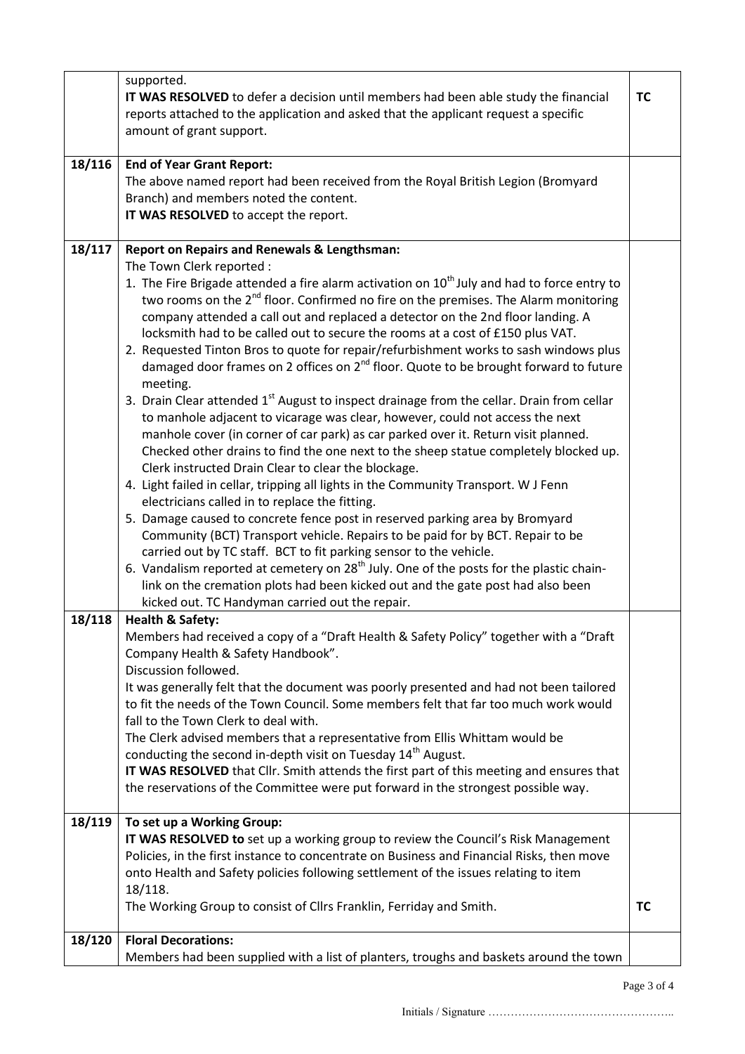| | | |
|---|---|---|
| | supported.<br>**IT WAS RESOLVED** to defer a decision until members had been able study the financial reports attached to the application and asked that the applicant request a specific amount of grant support. | **TC** |
| **18/116** | **End of Year Grant Report:**<br>The above named report had been received from the Royal British Legion (Bromyard Branch) and members noted the content.<br>**IT WAS RESOLVED** to accept the report. | |
| **18/117** | **Report on Repairs and Renewals & Lengthsman:**<br>The Town Clerk reported :<br>1. The Fire Brigade attended a fire alarm activation on 10th July and had to force entry to two rooms on the 2nd floor. Confirmed no fire on the premises. The Alarm monitoring company attended a call out and replaced a detector on the 2nd floor landing. A locksmith had to be called out to secure the rooms at a cost of £150 plus VAT.<br>2. Requested Tinton Bros to quote for repair/refurbishment works to sash windows plus damaged door frames on 2 offices on 2nd floor. Quote to be brought forward to future meeting.<br>3. Drain Clear attended 1st August to inspect drainage from the cellar. Drain from cellar to manhole adjacent to vicarage was clear, however, could not access the next manhole cover (in corner of car park) as car parked over it. Return visit planned. Checked other drains to find the one next to the sheep statue completely blocked up. Clerk instructed Drain Clear to clear the blockage.<br>4. Light failed in cellar, tripping all lights in the Community Transport. W J Fenn electricians called in to replace the fitting.<br>5. Damage caused to concrete fence post in reserved parking area by Bromyard Community (BCT) Transport vehicle. Repairs to be paid for by BCT. Repair to be carried out by TC staff. BCT to fit parking sensor to the vehicle.<br>6. Vandalism reported at cemetery on 28th July. One of the posts for the plastic chain-link on the cremation plots had been kicked out and the gate post had also been kicked out. TC Handyman carried out the repair. | |
| **18/118** | **Health & Safety:**<br>Members had received a copy of a "Draft Health & Safety Policy" together with a "Draft Company Health & Safety Handbook".<br>Discussion followed.<br>It was generally felt that the document was poorly presented and had not been tailored to fit the needs of the Town Council. Some members felt that far too much work would fall to the Town Clerk to deal with.<br>The Clerk advised members that a representative from Ellis Whittam would be conducting the second in-depth visit on Tuesday 14th August.<br>**IT WAS RESOLVED** that Cllr. Smith attends the first part of this meeting and ensures that the reservations of the Committee were put forward in the strongest possible way. | |
| **18/119** | **To set up a Working Group:**<br>**IT WAS RESOLVED to** set up a working group to review the Council's Risk Management Policies, in the first instance to concentrate on Business and Financial Risks, then move onto Health and Safety policies following settlement of the issues relating to item 18/118.<br>The Working Group to consist of Cllrs Franklin, Ferriday and Smith. | **TC** |
| **18/120** | **Floral Decorations:**<br>Members had been supplied with a list of planters, troughs and baskets around the town | |

Initials / Signature …………………………………………..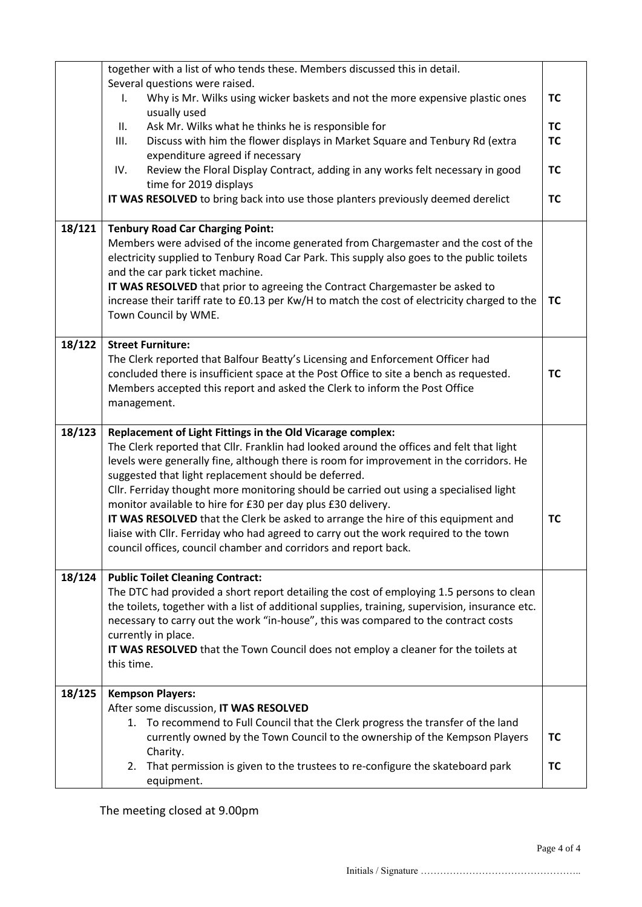| | | |
|---|---|---|
| | together with a list of who tends these. Members discussed this in detail.<br>Several questions were raised.<br>I. Why is Mr. Wilks using wicker baskets and not the more expensive plastic ones usually used<br>II. Ask Mr. Wilks what he thinks he is responsible for<br>III. Discuss with him the flower displays in Market Square and Tenbury Rd (extra expenditure agreed if necessary<br>IV. Review the Floral Display Contract, adding in any works felt necessary in good time for 2019 displays<br>**IT WAS RESOLVED** to bring back into use those planters previously deemed derelict | TC<br>TC<br>TC<br>TC<br>TC |
| 18/121 | **Tenbury Road Car Charging Point:**<br>Members were advised of the income generated from Chargemaster and the cost of the electricity supplied to Tenbury Road Car Park. This supply also goes to the public toilets and the car park ticket machine.<br>**IT WAS RESOLVED** that prior to agreeing the Contract Chargemaster be asked to increase their tariff rate to £0.13 per Kw/H to match the cost of electricity charged to the Town Council by WME. | TC |
| 18/122 | **Street Furniture:**<br>The Clerk reported that Balfour Beatty's Licensing and Enforcement Officer had concluded there is insufficient space at the Post Office to site a bench as requested. Members accepted this report and asked the Clerk to inform the Post Office management. | TC |
| 18/123 | **Replacement of Light Fittings in the Old Vicarage complex:**<br>The Clerk reported that Cllr. Franklin had looked around the offices and felt that light levels were generally fine, although there is room for improvement in the corridors. He suggested that light replacement should be deferred.<br>Cllr. Ferriday thought more monitoring should be carried out using a specialised light monitor available to hire for £30 per day plus £30 delivery.<br>**IT WAS RESOLVED** that the Clerk be asked to arrange the hire of this equipment and liaise with Cllr. Ferriday who had agreed to carry out the work required to the town council offices, council chamber and corridors and report back. | TC |
| 18/124 | **Public Toilet Cleaning Contract:**<br>The DTC had provided a short report detailing the cost of employing 1.5 persons to clean the toilets, together with a list of additional supplies, training, supervision, insurance etc. necessary to carry out the work "in-house", this was compared to the contract costs currently in place.<br>**IT WAS RESOLVED** that the Town Council does not employ a cleaner for the toilets at this time. | |
| 18/125 | **Kempson Players:**<br>After some discussion, **IT WAS RESOLVED**<br>1. To recommend to Full Council that the Clerk progress the transfer of the land currently owned by the Town Council to the ownership of the Kempson Players Charity.<br>2. That permission is given to the trustees to re-configure the skateboard park equipment. | TC<br>TC |

The meeting closed at 9.00pm

Initials / Signature …………………………………………..